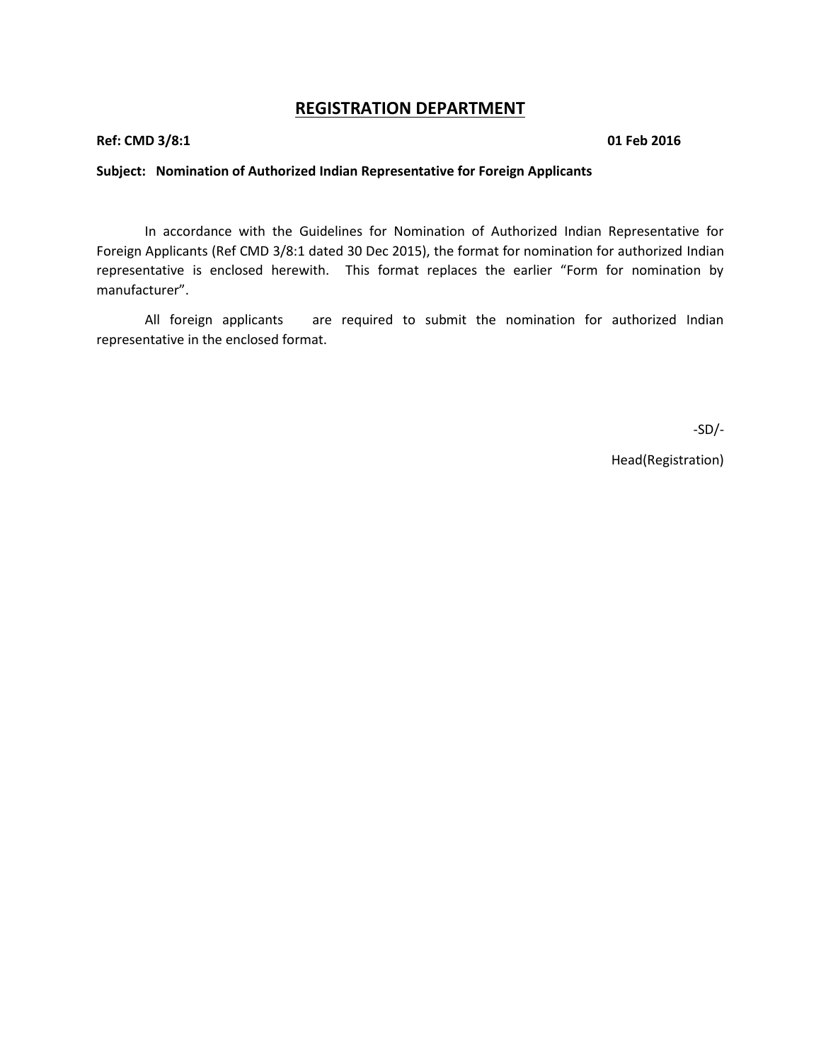# REGISTRATION DEPARTMENT

**Ref: CMD 3/8:1** **01 Feb 2016**

**Subject: Nomination of Authorized Indian Representative for Foreign Applicants**

In accordance with the Guidelines for Nomination of Authorized Indian Representative for Foreign Applicants (Ref CMD 3/8:1 dated 30 Dec 2015), the format for nomination for authorized Indian representative is enclosed herewith. This format replaces the earlier "Form for nomination by manufacturer".

All foreign applicants are required to submit the nomination for authorized Indian representative in the enclosed format.

-SD/-

Head(Registration)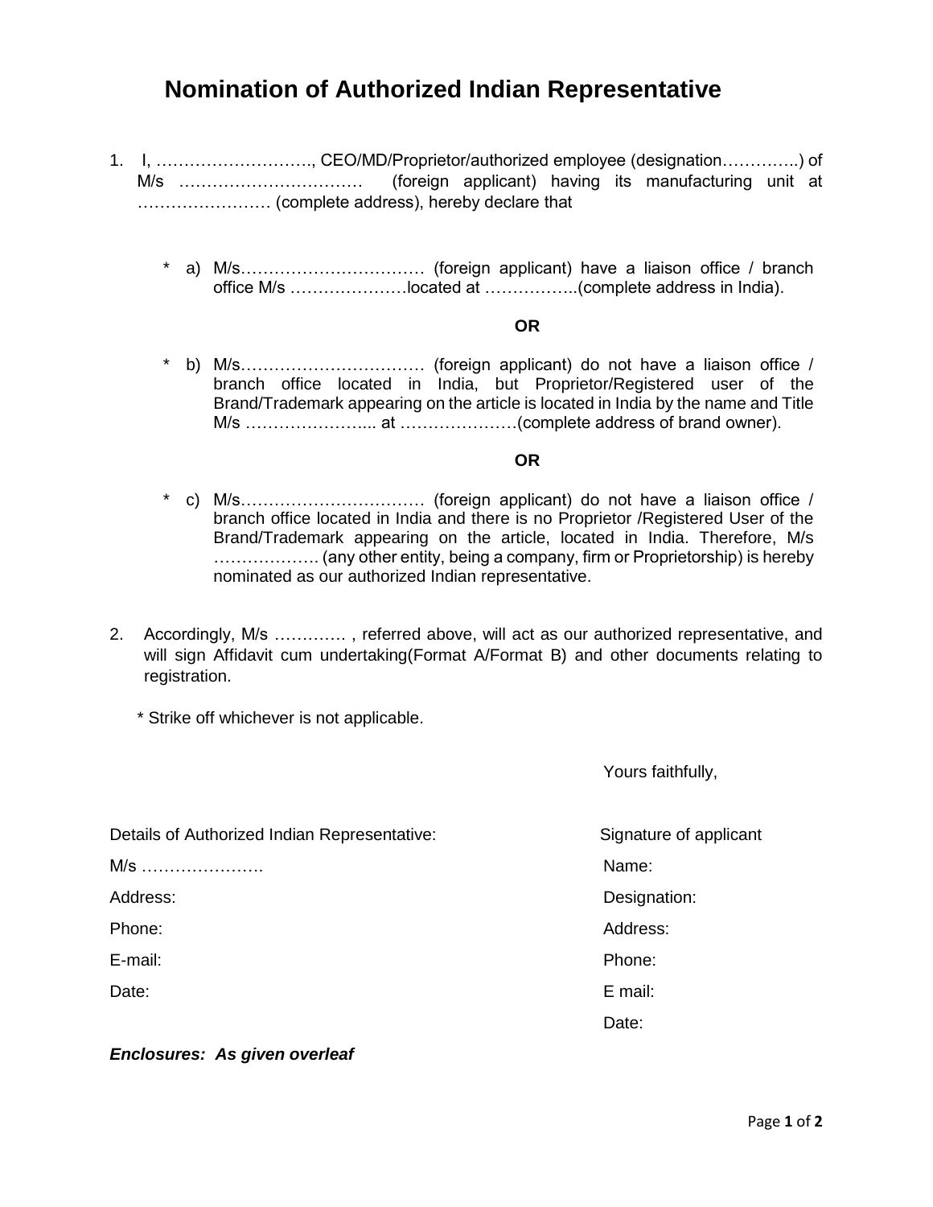# Nomination of Authorized Indian Representative

1. I, ………………………., CEO/MD/Proprietor/authorized employee (designation…………..) of M/s …………………………… (foreign applicant) having its manufacturing unit at …………………… (complete address), hereby declare that

   * a) M/s…………………………… (foreign applicant) have a liaison office / branch office M/s …………………located at ……………..(complete address in India).

   **OR**

   * b) M/s…………………………… (foreign applicant) do not have a liaison office / branch office located in India, but Proprietor/Registered user of the Brand/Trademark appearing on the article is located in India by the name and Title M/s …………………... at …………………(complete address of brand owner).

   **OR**

   * c) M/s…………………………… (foreign applicant) do not have a liaison office / branch office located in India and there is no Proprietor /Registered User of the Brand/Trademark appearing on the article, located in India. Therefore, M/s ………………. (any other entity, being a company, firm or Proprietorship) is hereby nominated as our authorized Indian representative.

2. Accordingly, M/s …………. , referred above, will act as our authorized representative, and will sign Affidavit cum undertaking(Format A/Format B) and other documents relating to registration.

\* Strike off whichever is not applicable.

Yours faithfully,

| Details of Authorized Indian Representative: | Signature of applicant |
|---|---|
| M/s …………………. | Name: |
| Address: | Designation: |
| Phone: | Address: |
| E-mail: | Phone: |
| Date: | E mail: |
| | Date: |

***Enclosures: As given overleaf***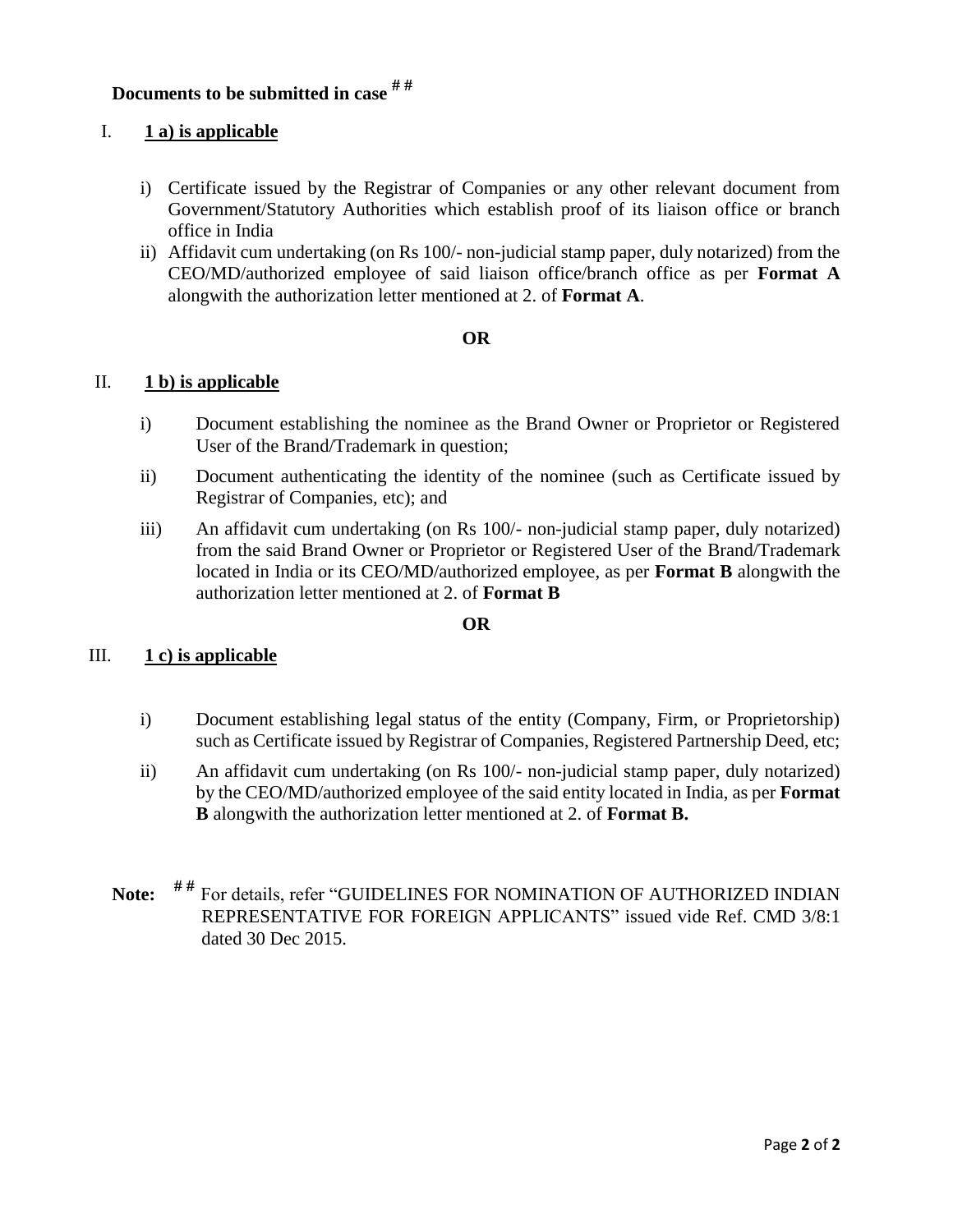## Documents to be submitted in case [# #]

I. **1 a) is applicable**

i) Certificate issued by the Registrar of Companies or any other relevant document from Government/Statutory Authorities which establish proof of its liaison office or branch office in India

ii) Affidavit cum undertaking (on Rs 100/- non-judicial stamp paper, duly notarized) from the CEO/MD/authorized employee of said liaison office/branch office as per **Format A** alongwith the authorization letter mentioned at 2. of **Format A**.

**OR**

II. **1 b) is applicable**

i) Document establishing the nominee as the Brand Owner or Proprietor or Registered User of the Brand/Trademark in question;

ii) Document authenticating the identity of the nominee (such as Certificate issued by Registrar of Companies, etc); and

iii) An affidavit cum undertaking (on Rs 100/- non-judicial stamp paper, duly notarized) from the said Brand Owner or Proprietor or Registered User of the Brand/Trademark located in India or its CEO/MD/authorized employee, as per **Format B** alongwith the authorization letter mentioned at 2. of **Format B**

**OR**

III. **1 c) is applicable**

i) Document establishing legal status of the entity (Company, Firm, or Proprietorship) such as Certificate issued by Registrar of Companies, Registered Partnership Deed, etc;

ii) An affidavit cum undertaking (on Rs 100/- non-judicial stamp paper, duly notarized) by the CEO/MD/authorized employee of the said entity located in India, as per **Format B** alongwith the authorization letter mentioned at 2. of **Format B.**

**Note:** [# #] For details, refer "GUIDELINES FOR NOMINATION OF AUTHORIZED INDIAN REPRESENTATIVE FOR FOREIGN APPLICANTS" issued vide Ref. CMD 3/8:1 dated 30 Dec 2015.